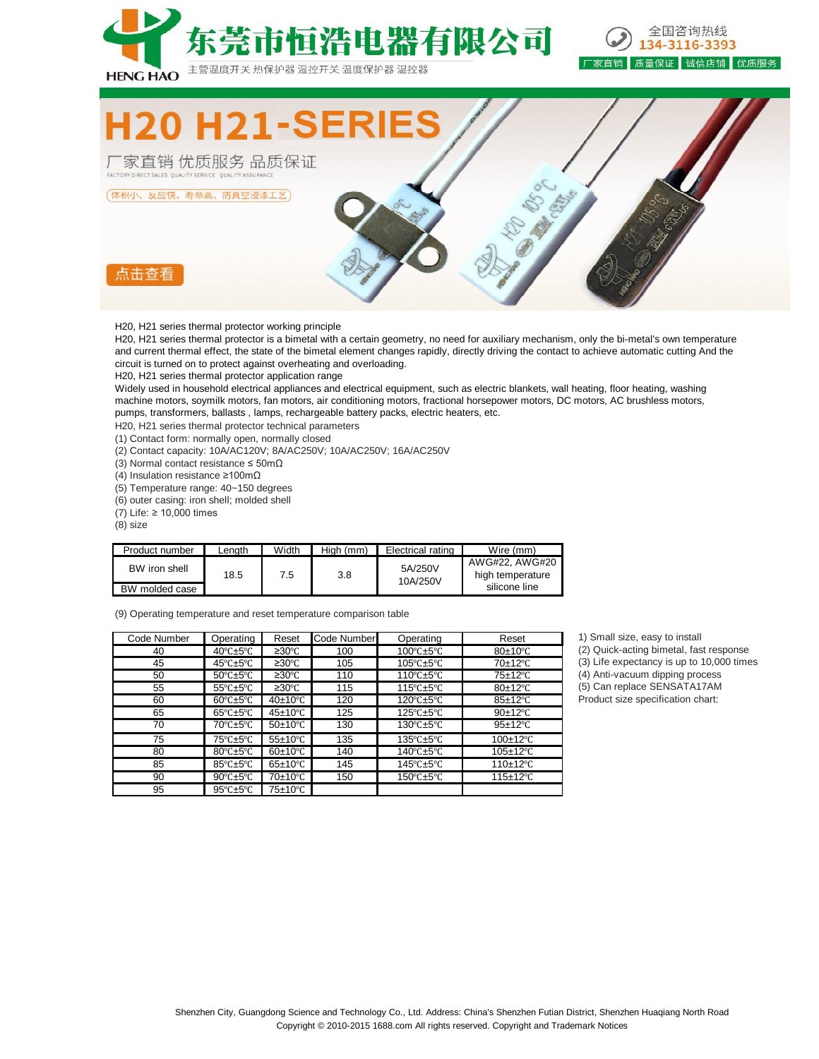# 东莞市恒浩电器有限公司

HENG HAO

主营温度开关 热保护器 温控开关 温度保护器 温控器

全国咨询热线 134-3116-3393

厂家直销 质量保证 诚信店铺 优质服务

## H20 H21-SERIES

厂家直销 优质服务 品质保证

FACTORY DIRECT SALES QUALITY SERVICE QUALITY ASSURANCE

体积小、反应快、寿命高、防真空浸漆工艺

点击查看

H20, H21 series thermal protector working principle

H20, H21 series thermal protector is a bimetal with a certain geometry, no need for auxiliary mechanism, only the bi-metal's own temperature and current thermal effect, the state of the bimetal element changes rapidly, directly driving the contact to achieve automatic cutting And the circuit is turned on to protect against overheating and overloading.

H20, H21 series thermal protector application range

Widely used in household electrical appliances and electrical equipment, such as electric blankets, wall heating, floor heating, washing machine motors, soymilk motors, fan motors, air conditioning motors, fractional horsepower motors, DC motors, AC brushless motors, pumps, transformers, ballasts , lamps, rechargeable battery packs, electric heaters, etc.

H20, H21 series thermal protector technical parameters

(1) Contact form: normally open, normally closed
(2) Contact capacity: 10A/AC120V; 8A/AC250V; 10A/AC250V; 16A/AC250V
(3) Normal contact resistance ≤ 50mΩ
(4) Insulation resistance ≥100mΩ
(5) Temperature range: 40~150 degrees
(6) outer casing: iron shell; molded shell
(7) Life: ≥ 10,000 times
(8) size

| Product number | Length | Width | High (mm) | Electrical rating | Wire (mm) |
|---|---|---|---|---|---|
| BW iron shell | 18.5 | 7.5 | 3.8 | 5A/250V 10A/250V | AWG#22, AWG#20 high temperature silicone line |
| BW molded case | | | | | |

(9) Operating temperature and reset temperature comparison table

| Code Number | Operating | Reset | Code Number | Operating | Reset |
|---|---|---|---|---|---|
| 40 | 40℃±5℃ | ≥30℃ | 100 | 100℃±5℃ | 80±10℃ |
| 45 | 45℃±5℃ | ≥30℃ | 105 | 105℃±5℃ | 70±12℃ |
| 50 | 50℃±5℃ | ≥30℃ | 110 | 110℃±5℃ | 75±12℃ |
| 55 | 55℃±5℃ | ≥30℃ | 115 | 115℃±5℃ | 80±12℃ |
| 60 | 60℃±5℃ | 40±10℃ | 120 | 120℃±5℃ | 85±12℃ |
| 65 | 65℃±5℃ | 45±10℃ | 125 | 125℃±5℃ | 90±12℃ |
| 70 | 70℃±5℃ | 50±10℃ | 130 | 130℃±5℃ | 95±12℃ |
| 75 | 75℃±5℃ | 55±10℃ | 135 | 135℃±5℃ | 100±12℃ |
| 80 | 80℃±5℃ | 60±10℃ | 140 | 140℃±5℃ | 105±12℃ |
| 85 | 85℃±5℃ | 65±10℃ | 145 | 145℃±5℃ | 110±12℃ |
| 90 | 90℃±5℃ | 70±10℃ | 150 | 150℃±5℃ | 115±12℃ |
| 95 | 95℃±5℃ | 75±10℃ | | | |

1) Small size, easy to install
(2) Quick-acting bimetal, fast response
(3) Life expectancy is up to 10,000 times
(4) Anti-vacuum dipping process
(5) Can replace SENSATA17AM
Product size specification chart:

Shenzhen City, Guangdong Science and Technology Co., Ltd. Address: China's Shenzhen Futian District, Shenzhen Huaqiang North Road
Copyright © 2010-2015 1688.com All rights reserved. Copyright and Trademark Notices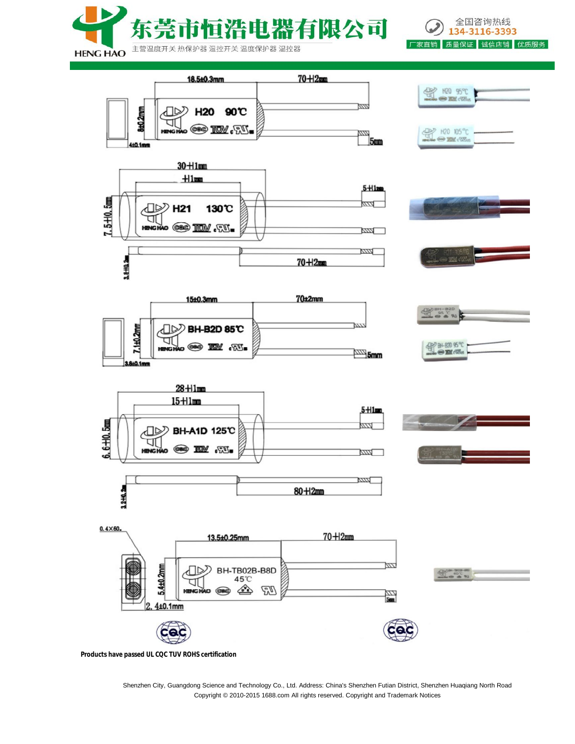18.5±0.3mm

70±2mm

8±0.2mm

4±0.1mm

5mm

H20 90℃

HENG HAO

30±1mm

5±1mm

7.5±0.5mm

3.5±0.2mm

70±2mm

H21 130℃

HENG HAO

15±0.3mm

70±2mm

7.1±0.2mm

3.8±0.1mm

5mm

BH-B2D 85℃

HENG HAO

28±1mm

15±1mm

5±1mm

6.6±0.5mm

3.2±0.2mm

80±2mm

BH-A1D 125℃

HENG HAO

0.4×60.

13.5±0.25mm

70±2mm

5.4±0.2mm

2.4±0.1mm

5mm

BH-TB02B-B8D 45℃

HENG HAO

**Products have passed UL CQC TUV ROHS certification**